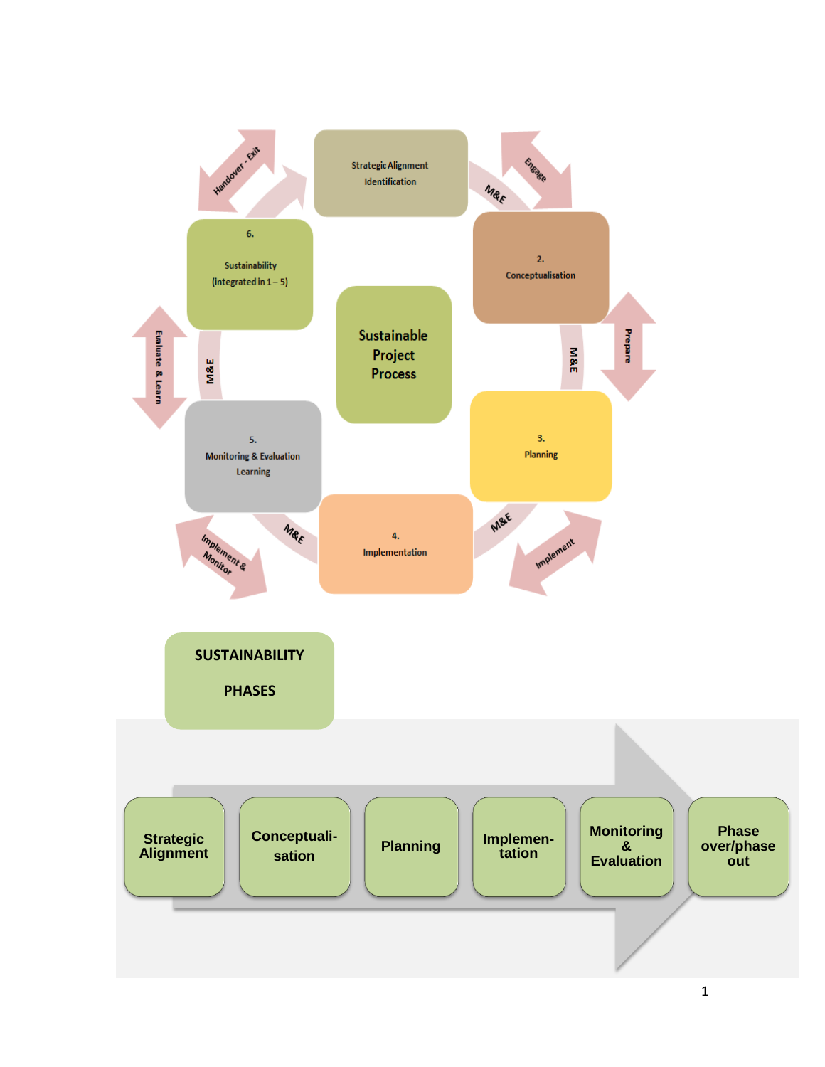Strategic Alignment Identification

2. Conceptualisation

3. Planning

4. Implementation

5. Monitoring & Evaluation Learning

6. Sustainability (integrated in 1 – 5)

Sustainable Project Process

Engage

Prepare

Implement

Implement & Monitor

Evaluate & Learn

Handover - Exit

M&E

**SUSTAINABILITY PHASES**

Strategic Alignment → Conceptualisation → Planning → Implementation → Monitoring & Evaluation → Phase over/phase out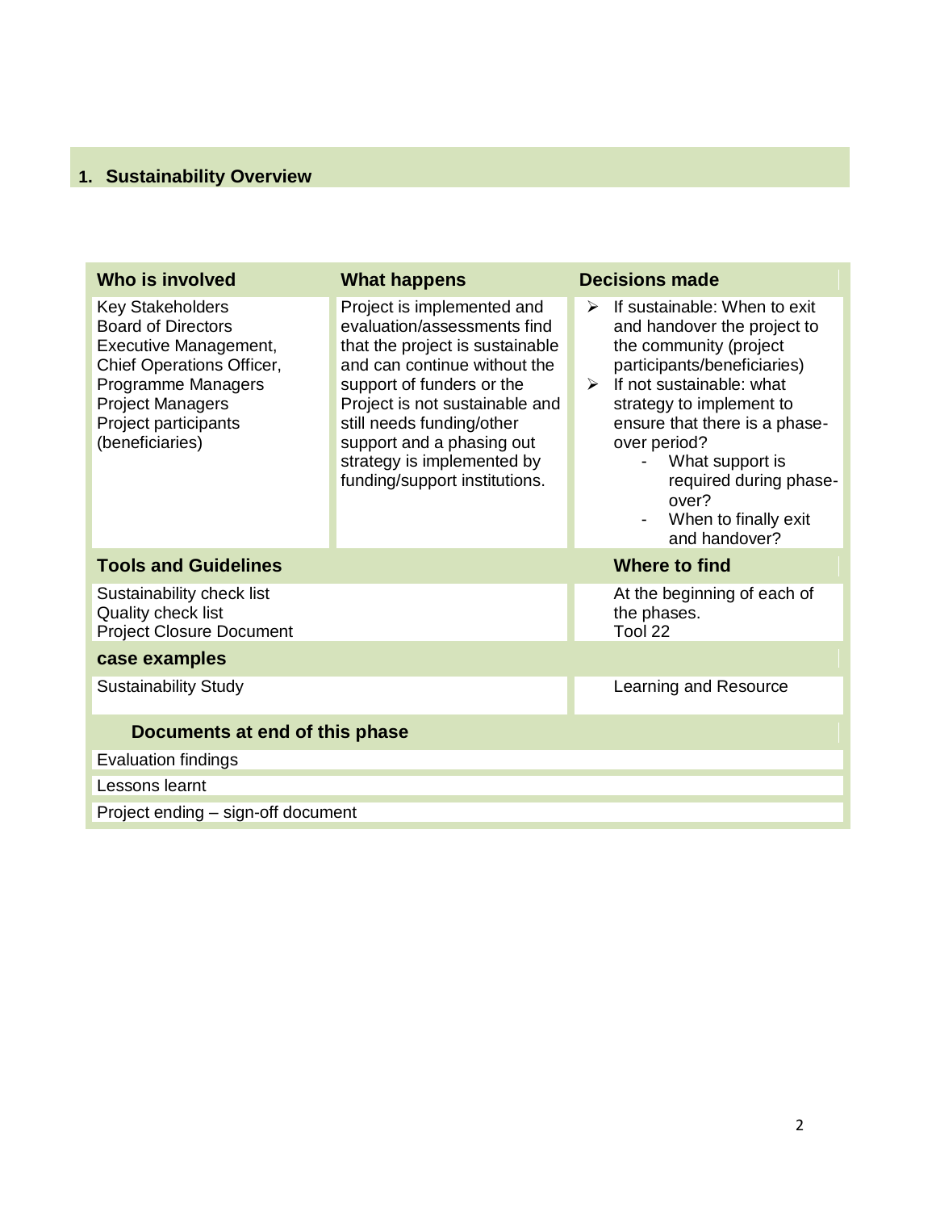## 1. Sustainability Overview

| Who is involved | What happens | Decisions made |
|---|---|---|
| Key Stakeholders<br>Board of Directors<br>Executive Management,<br>Chief Operations Officer,<br>Programme Managers<br>Project Managers<br>Project participants (beneficiaries) | Project is implemented and evaluation/assessments find that the project is sustainable and can continue without the support of funders or the Project is not sustainable and still needs funding/other support and a phasing out strategy is implemented by funding/support institutions. | ➢ If sustainable: When to exit and handover the project to the community (project participants/beneficiaries)<br>➢ If not sustainable: what strategy to implement to ensure that there is a phase-over period?<br>- What support is required during phase-over?<br>- When to finally exit and handover? |
| **Tools and Guidelines** | | **Where to find** |
| Sustainability check list<br>Quality check list<br>Project Closure Document | | At the beginning of each of the phases.<br>Tool 22 |
| **case examples** | | |
| Sustainability Study | | Learning and Resource |
| **Documents at end of this phase** | | |
| Evaluation findings | | |
| Lessons learnt | | |
| Project ending – sign-off document | | |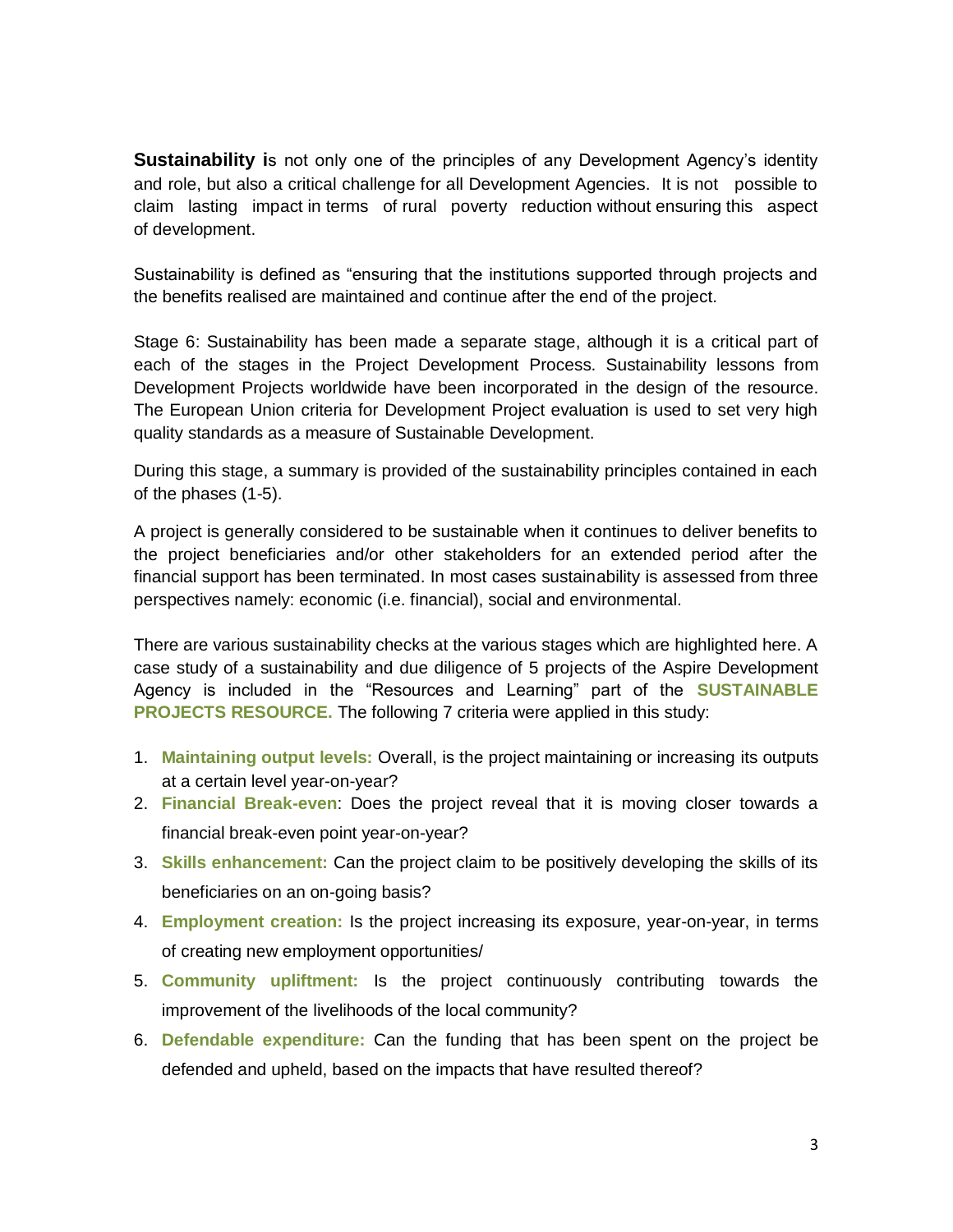**Sustainability i**s not only one of the principles of any Development Agency's identity and role, but also a critical challenge for all Development Agencies. It is not possible to claim lasting impact in terms of rural poverty reduction without ensuring this aspect of development.

Sustainability is defined as "ensuring that the institutions supported through projects and the benefits realised are maintained and continue after the end of the project.

Stage 6: Sustainability has been made a separate stage, although it is a critical part of each of the stages in the Project Development Process. Sustainability lessons from Development Projects worldwide have been incorporated in the design of the resource. The European Union criteria for Development Project evaluation is used to set very high quality standards as a measure of Sustainable Development.

During this stage, a summary is provided of the sustainability principles contained in each of the phases (1-5).

A project is generally considered to be sustainable when it continues to deliver benefits to the project beneficiaries and/or other stakeholders for an extended period after the financial support has been terminated. In most cases sustainability is assessed from three perspectives namely: economic (i.e. financial), social and environmental.

There are various sustainability checks at the various stages which are highlighted here. A case study of a sustainability and due diligence of 5 projects of the Aspire Development Agency is included in the "Resources and Learning" part of the **SUSTAINABLE PROJECTS RESOURCE.** The following 7 criteria were applied in this study:

1. **Maintaining output levels:** Overall, is the project maintaining or increasing its outputs at a certain level year-on-year?
2. **Financial Break-even**: Does the project reveal that it is moving closer towards a financial break-even point year-on-year?
3. **Skills enhancement:** Can the project claim to be positively developing the skills of its beneficiaries on an on-going basis?
4. **Employment creation:** Is the project increasing its exposure, year-on-year, in terms of creating new employment opportunities/
5. **Community upliftment:** Is the project continuously contributing towards the improvement of the livelihoods of the local community?
6. **Defendable expenditure:** Can the funding that has been spent on the project be defended and upheld, based on the impacts that have resulted thereof?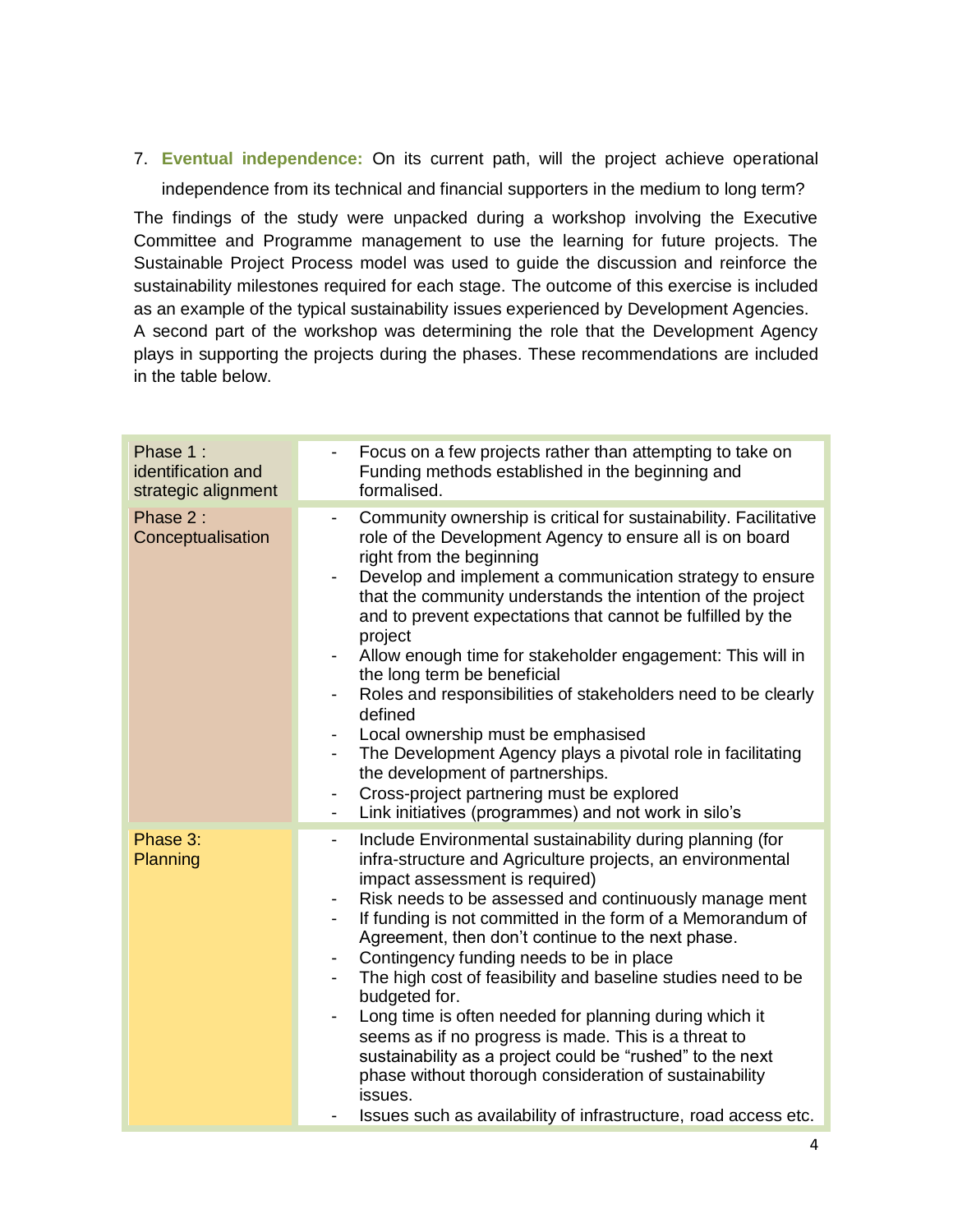7. **Eventual independence:** On its current path, will the project achieve operational independence from its technical and financial supporters in the medium to long term?

The findings of the study were unpacked during a workshop involving the Executive Committee and Programme management to use the learning for future projects. The Sustainable Project Process model was used to guide the discussion and reinforce the sustainability milestones required for each stage. The outcome of this exercise is included as an example of the typical sustainability issues experienced by Development Agencies. A second part of the workshop was determining the role that the Development Agency plays in supporting the projects during the phases. These recommendations are included in the table below.

| | |
|---|---|
| Phase 1 : identification and strategic alignment | - Focus on a few projects rather than attempting to take on Funding methods established in the beginning and formalised. |
| Phase 2 : Conceptualisation | - Community ownership is critical for sustainability. Facilitative role of the Development Agency to ensure all is on board right from the beginning<br>- Develop and implement a communication strategy to ensure that the community understands the intention of the project and to prevent expectations that cannot be fulfilled by the project<br>- Allow enough time for stakeholder engagement: This will in the long term be beneficial<br>- Roles and responsibilities of stakeholders need to be clearly defined<br>- Local ownership must be emphasised<br>- The Development Agency plays a pivotal role in facilitating the development of partnerships.<br>- Cross-project partnering must be explored<br>- Link initiatives (programmes) and not work in silo's |
| Phase 3: Planning | - Include Environmental sustainability during planning (for infra-structure and Agriculture projects, an environmental impact assessment is required)<br>- Risk needs to be assessed and continuously manage ment<br>- If funding is not committed in the form of a Memorandum of Agreement, then don't continue to the next phase.<br>- Contingency funding needs to be in place<br>- The high cost of feasibility and baseline studies need to be budgeted for.<br>- Long time is often needed for planning during which it seems as if no progress is made. This is a threat to sustainability as a project could be "rushed" to the next phase without thorough consideration of sustainability issues.<br>- Issues such as availability of infrastructure, road access etc. |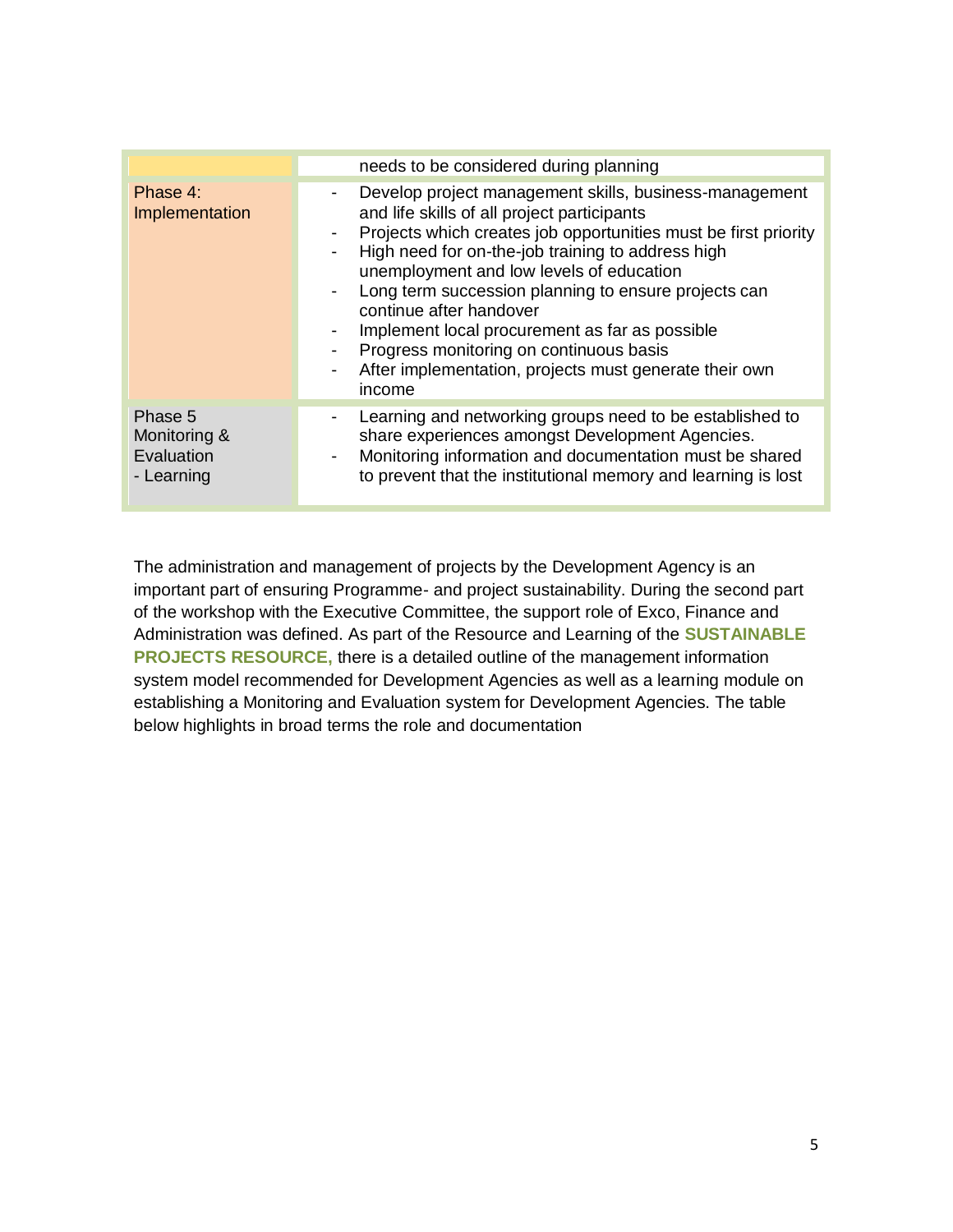| | |
|---|---|
| | needs to be considered during planning |
| Phase 4: Implementation | - Develop project management skills, business-management and life skills of all project participants<br>- Projects which creates job opportunities must be first priority<br>- High need for on-the-job training to address high unemployment and low levels of education<br>- Long term succession planning to ensure projects can continue after handover<br>- Implement local procurement as far as possible<br>- Progress monitoring on continuous basis<br>- After implementation, projects must generate their own income |
| Phase 5 Monitoring & Evaluation - Learning | - Learning and networking groups need to be established to share experiences amongst Development Agencies.<br>- Monitoring information and documentation must be shared to prevent that the institutional memory and learning is lost |

The administration and management of projects by the Development Agency is an important part of ensuring Programme- and project sustainability. During the second part of the workshop with the Executive Committee, the support role of Exco, Finance and Administration was defined. As part of the Resource and Learning of the **SUSTAINABLE PROJECTS RESOURCE,** there is a detailed outline of the management information system model recommended for Development Agencies as well as a learning module on establishing a Monitoring and Evaluation system for Development Agencies. The table below highlights in broad terms the role and documentation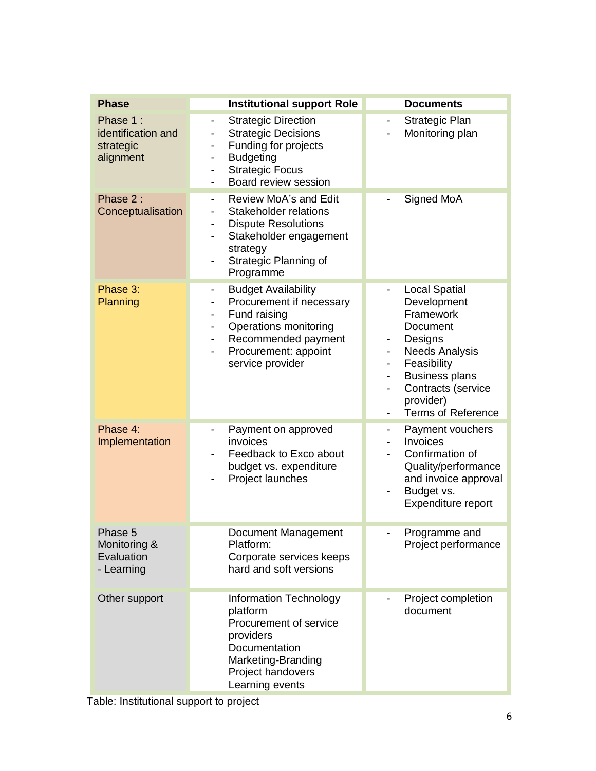| Phase | Institutional support Role | Documents |
| --- | --- | --- |
| Phase 1 : identification and strategic alignment | - Strategic Direction<br>- Strategic Decisions<br>- Funding for projects<br>- Budgeting<br>- Strategic Focus<br>- Board review session | - Strategic Plan<br>- Monitoring plan |
| Phase 2 : Conceptualisation | - Review MoA's and Edit<br>- Stakeholder relations<br>- Dispute Resolutions<br>- Stakeholder engagement strategy<br>- Strategic Planning of Programme | - Signed MoA |
| Phase 3: Planning | - Budget Availability<br>- Procurement if necessary<br>- Fund raising<br>- Operations monitoring<br>- Recommended payment<br>- Procurement: appoint service provider | - Local Spatial Development Framework Document<br>- Designs<br>- Needs Analysis<br>- Feasibility<br>- Business plans<br>- Contracts (service provider)<br>- Terms of Reference |
| Phase 4: Implementation | - Payment on approved invoices<br>- Feedback to Exco about budget vs. expenditure<br>- Project launches | - Payment vouchers<br>- Invoices<br>- Confirmation of Quality/performance and invoice approval<br>- Budget vs. Expenditure report |
| Phase 5 Monitoring & Evaluation - Learning | Document Management Platform:<br>Corporate services keeps hard and soft versions | - Programme and Project performance |
| Other support | Information Technology platform<br>Procurement of service providers<br>Documentation<br>Marketing-Branding<br>Project handovers<br>Learning events | - Project completion document |

Table: Institutional support to project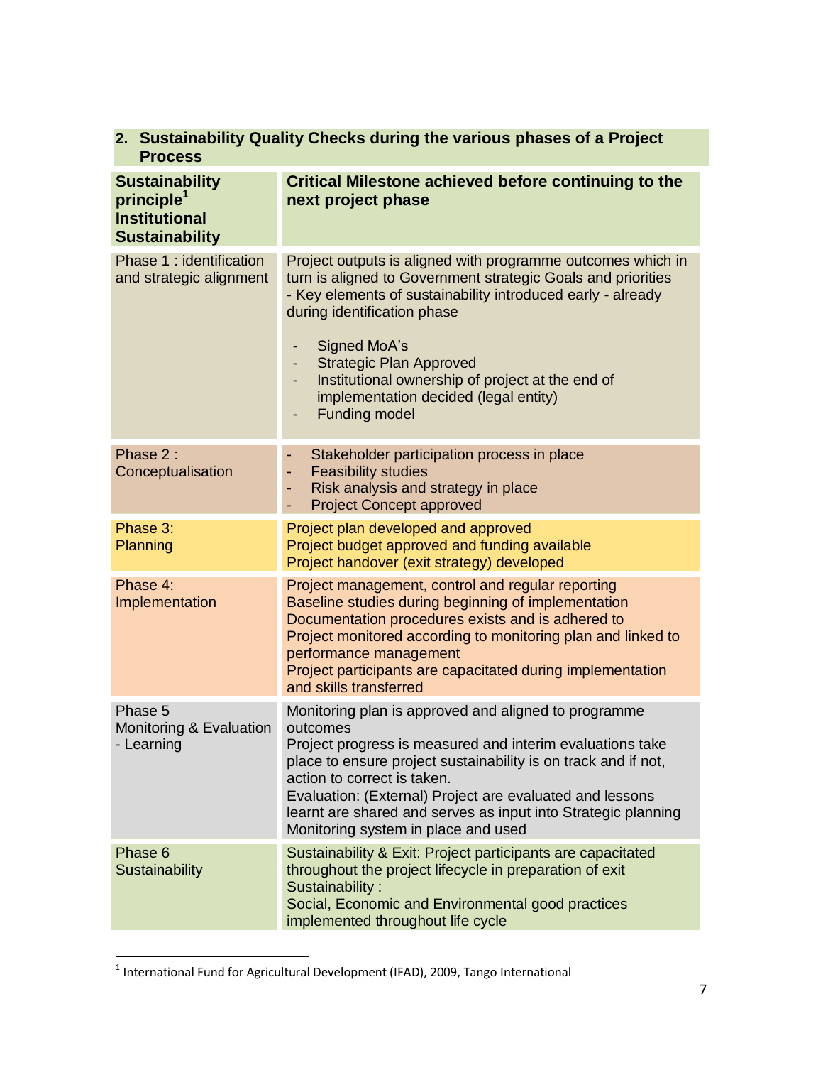## 2. Sustainability Quality Checks during the various phases of a Project Process

| **Sustainability principle[1] Institutional Sustainability** | **Critical Milestone achieved before continuing to the next project phase** |
|---|---|
| Phase 1 : identification and strategic alignment | Project outputs is aligned with programme outcomes which in turn is aligned to Government strategic Goals and priorities<br>- Key elements of sustainability introduced early - already during identification phase<br>- Signed MoA's<br>- Strategic Plan Approved<br>- Institutional ownership of project at the end of implementation decided (legal entity)<br>- Funding model |
| Phase 2 : Conceptualisation | - Stakeholder participation process in place<br>- Feasibility studies<br>- Risk analysis and strategy in place<br>- Project Concept approved |
| Phase 3: Planning | Project plan developed and approved<br>Project budget approved and funding available<br>Project handover (exit strategy) developed |
| Phase 4: Implementation | Project management, control and regular reporting<br>Baseline studies during beginning of implementation<br>Documentation procedures exists and is adhered to<br>Project monitored according to monitoring plan and linked to performance management<br>Project participants are capacitated during implementation and skills transferred |
| Phase 5 Monitoring & Evaluation - Learning | Monitoring plan is approved and aligned to programme outcomes<br>Project progress is measured and interim evaluations take place to ensure project sustainability is on track and if not, action to correct is taken.<br>Evaluation: (External) Project are evaluated and lessons learnt are shared and serves as input into Strategic planning<br>Monitoring system in place and used |
| Phase 6 Sustainability | Sustainability & Exit: Project participants are capacitated throughout the project lifecycle in preparation of exit<br>Sustainability :<br>Social, Economic and Environmental good practices implemented throughout life cycle |

[1] International Fund for Agricultural Development (IFAD), 2009, Tango International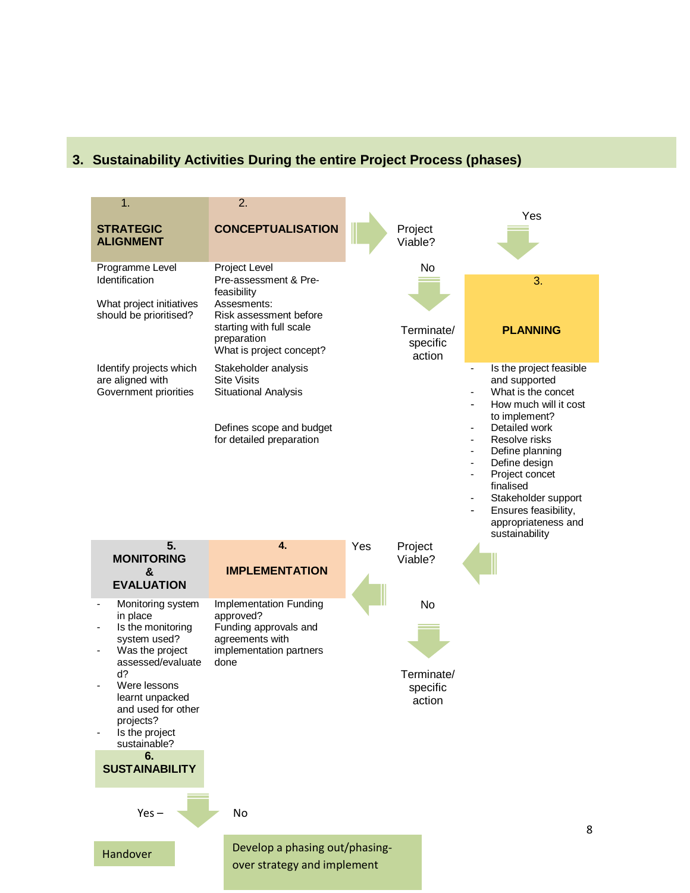## 3. Sustainability Activities During the entire Project Process (phases)

**1. STRATEGIC ALIGNMENT**

Programme Level Identification

What project initiatives should be prioritised?

Identify projects which are aligned with Government priorities

**2. CONCEPTUALISATION**

Project Level
Pre-assessment & Pre-feasibility
Assesments:
Risk assessment before starting with full scale preparation
What is project concept?

Stakeholder analysis
Site Visits
Situational Analysis

Defines scope and budget for detailed preparation

Project Viable?

- No → Terminate/ specific action
- Yes → Planning

**3. PLANNING**

- Is the project feasible and supported
- What is the concet
- How much will it cost to implement?
- Detailed work
- Resolve risks
- Define planning
- Define design
- Project concet finalised
- Stakeholder support
- Ensures feasibility, appropriateness and sustainability

Project Viable?

- No → Terminate/ specific action
- Yes → Implementation

**4. IMPLEMENTATION**

Implementation Funding approved?
Funding approvals and agreements with implementation partners done

**5. MONITORING & EVALUATION**

- Monitoring system in place
- Is the monitoring system used?
- Was the project assessed/evaluated?
- Were lessons learnt unpacked and used for other projects?
- Is the project sustainable?

**6. SUSTAINABILITY**

- Yes – Handover
- No – Develop a phasing out/phasing-over strategy and implement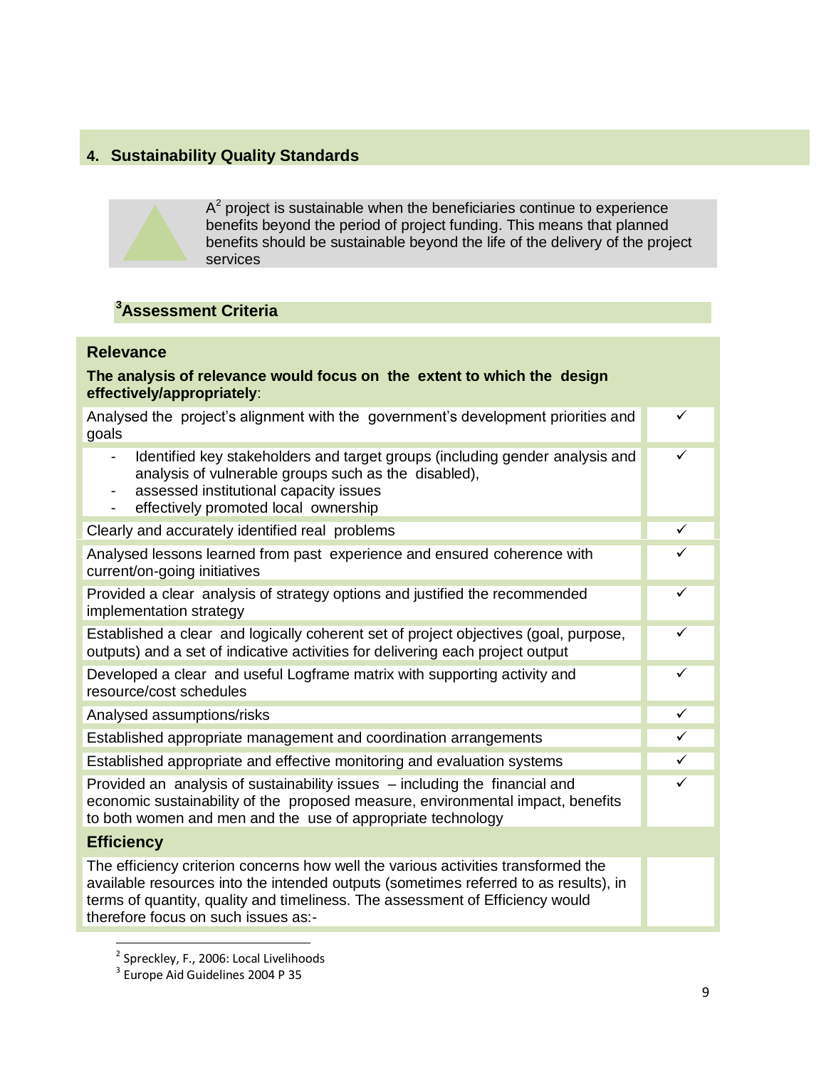## 4. Sustainability Quality Standards

A[2] project is sustainable when the beneficiaries continue to experience benefits beyond the period of project funding. This means that planned benefits should be sustainable beyond the life of the delivery of the project services

### [3]Assessment Criteria

| **Relevance** | |
|---|---|
| **The analysis of relevance would focus on the extent to which the design effectively/appropriately**: | |
| Analysed the project's alignment with the government's development priorities and goals | ✓ |
| - Identified key stakeholders and target groups (including gender analysis and analysis of vulnerable groups such as the disabled),<br>- assessed institutional capacity issues<br>- effectively promoted local ownership | ✓ |
| Clearly and accurately identified real problems | ✓ |
| Analysed lessons learned from past experience and ensured coherence with current/on-going initiatives | ✓ |
| Provided a clear analysis of strategy options and justified the recommended implementation strategy | ✓ |
| Established a clear and logically coherent set of project objectives (goal, purpose, outputs) and a set of indicative activities for delivering each project output | ✓ |
| Developed a clear and useful Logframe matrix with supporting activity and resource/cost schedules | ✓ |
| Analysed assumptions/risks | ✓ |
| Established appropriate management and coordination arrangements | ✓ |
| Established appropriate and effective monitoring and evaluation systems | ✓ |
| Provided an analysis of sustainability issues – including the financial and economic sustainability of the proposed measure, environmental impact, benefits to both women and men and the use of appropriate technology | ✓ |
| **Efficiency** | |
| The efficiency criterion concerns how well the various activities transformed the available resources into the intended outputs (sometimes referred to as results), in terms of quantity, quality and timeliness. The assessment of Efficiency would therefore focus on such issues as:- | |

[2] Spreckley, F., 2006: Local Livelihoods

[3] Europe Aid Guidelines 2004 P 35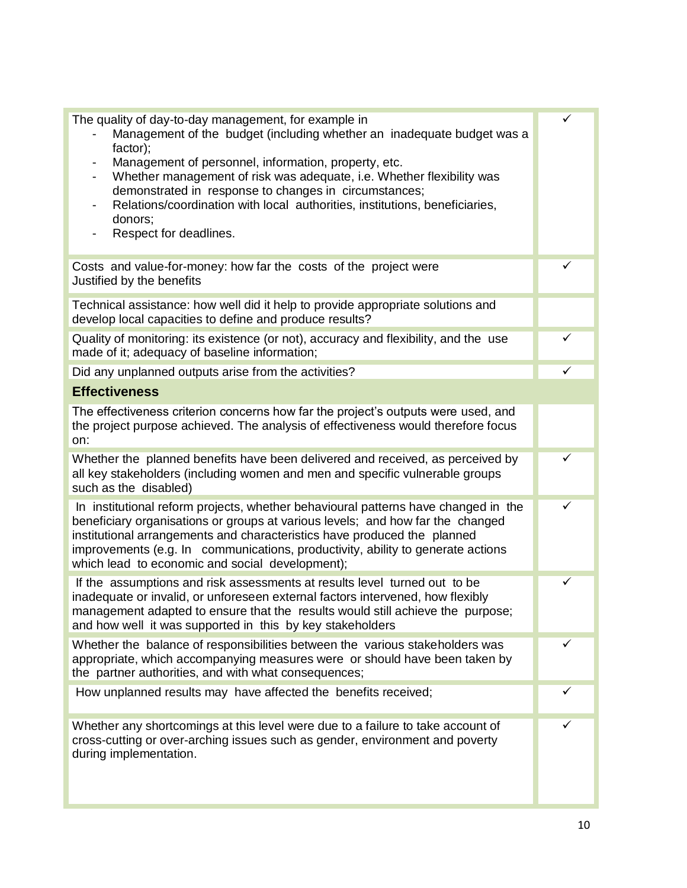| | |
|---|---|
| The quality of day-to-day management, for example in<br>- Management of the budget (including whether an inadequate budget was a factor);<br>- Management of personnel, information, property, etc.<br>- Whether management of risk was adequate, i.e. Whether flexibility was demonstrated in response to changes in circumstances;<br>- Relations/coordination with local authorities, institutions, beneficiaries, donors;<br>- Respect for deadlines. | ✓ |
| Costs and value-for-money: how far the costs of the project were Justified by the benefits | ✓ |
| Technical assistance: how well did it help to provide appropriate solutions and develop local capacities to define and produce results? | |
| Quality of monitoring: its existence (or not), accuracy and flexibility, and the use made of it; adequacy of baseline information; | ✓ |
| Did any unplanned outputs arise from the activities? | ✓ |
| **Effectiveness** | |
| The effectiveness criterion concerns how far the project's outputs were used, and the project purpose achieved. The analysis of effectiveness would therefore focus on: | |
| Whether the planned benefits have been delivered and received, as perceived by all key stakeholders (including women and men and specific vulnerable groups such as the disabled) | ✓ |
| In institutional reform projects, whether behavioural patterns have changed in the beneficiary organisations or groups at various levels; and how far the changed institutional arrangements and characteristics have produced the planned improvements (e.g. In communications, productivity, ability to generate actions which lead to economic and social development); | ✓ |
| If the assumptions and risk assessments at results level turned out to be inadequate or invalid, or unforeseen external factors intervened, how flexibly management adapted to ensure that the results would still achieve the purpose; and how well it was supported in this by key stakeholders | ✓ |
| Whether the balance of responsibilities between the various stakeholders was appropriate, which accompanying measures were or should have been taken by the partner authorities, and with what consequences; | ✓ |
| How unplanned results may have affected the benefits received; | ✓ |
| Whether any shortcomings at this level were due to a failure to take account of cross-cutting or over-arching issues such as gender, environment and poverty during implementation. | ✓ |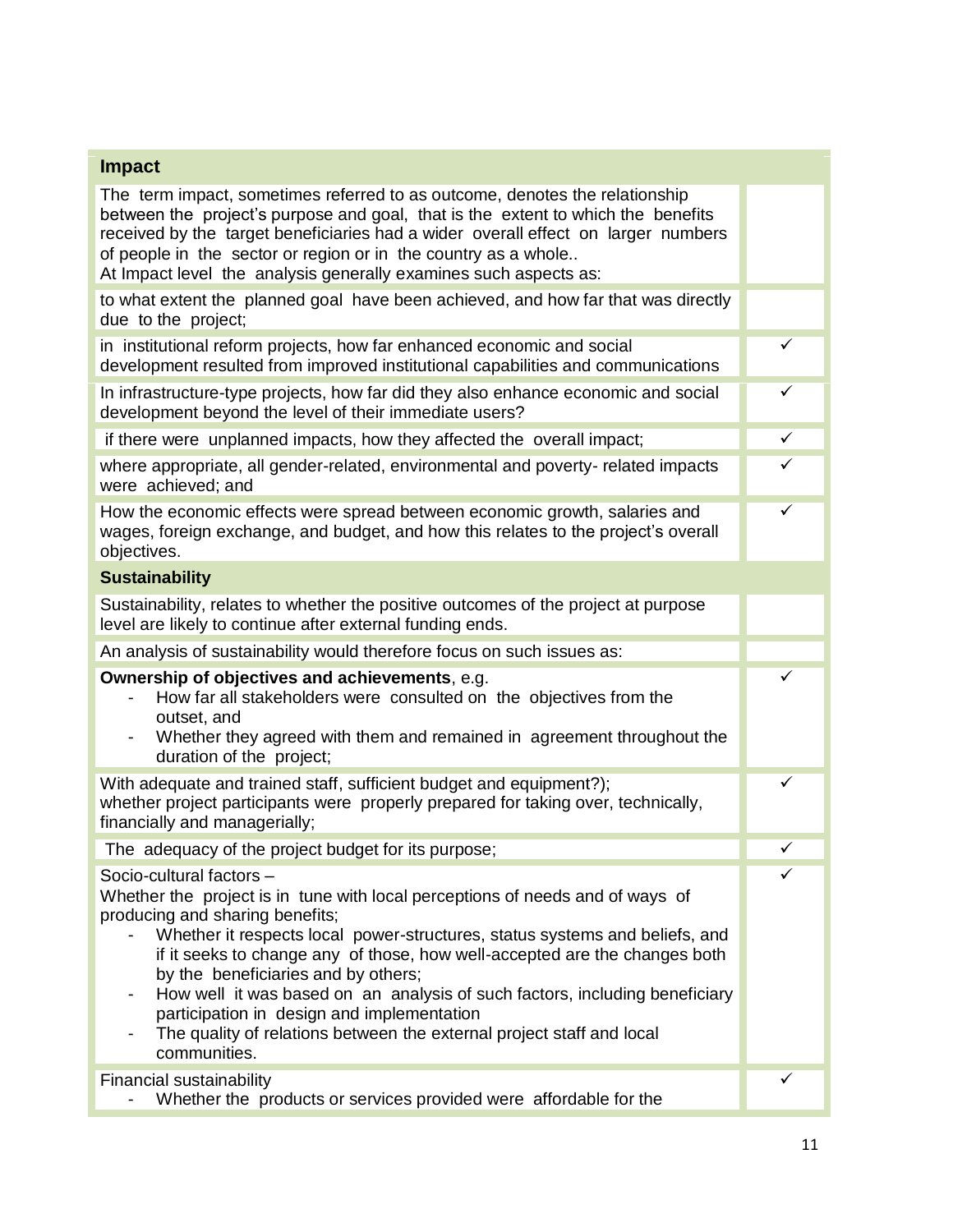| Impact | |
|---|---|
| The term impact, sometimes referred to as outcome, denotes the relationship between the project's purpose and goal, that is the extent to which the benefits received by the target beneficiaries had a wider overall effect on larger numbers of people in the sector or region or in the country as a whole..<br>At Impact level the analysis generally examines such aspects as: | |
| to what extent the planned goal have been achieved, and how far that was directly due to the project; | |
| in institutional reform projects, how far enhanced economic and social development resulted from improved institutional capabilities and communications | ✓ |
| In infrastructure-type projects, how far did they also enhance economic and social development beyond the level of their immediate users? | ✓ |
| if there were unplanned impacts, how they affected the overall impact; | ✓ |
| where appropriate, all gender-related, environmental and poverty- related impacts were achieved; and | ✓ |
| How the economic effects were spread between economic growth, salaries and wages, foreign exchange, and budget, and how this relates to the project's overall objectives. | ✓ |
| **Sustainability** | |
| Sustainability, relates to whether the positive outcomes of the project at purpose level are likely to continue after external funding ends. | |
| An analysis of sustainability would therefore focus on such issues as: | |
| **Ownership of objectives and achievements**, e.g.<br>- How far all stakeholders were consulted on the objectives from the outset, and<br>- Whether they agreed with them and remained in agreement throughout the duration of the project; | ✓ |
| With adequate and trained staff, sufficient budget and equipment?);<br>whether project participants were properly prepared for taking over, technically, financially and managerially; | ✓ |
| The adequacy of the project budget for its purpose; | ✓ |
| Socio-cultural factors –<br>Whether the project is in tune with local perceptions of needs and of ways of producing and sharing benefits;<br>- Whether it respects local power-structures, status systems and beliefs, and if it seeks to change any of those, how well-accepted are the changes both by the beneficiaries and by others;<br>- How well it was based on an analysis of such factors, including beneficiary participation in design and implementation<br>- The quality of relations between the external project staff and local communities. | ✓ |
| Financial sustainability<br>- Whether the products or services provided were affordable for the | ✓ |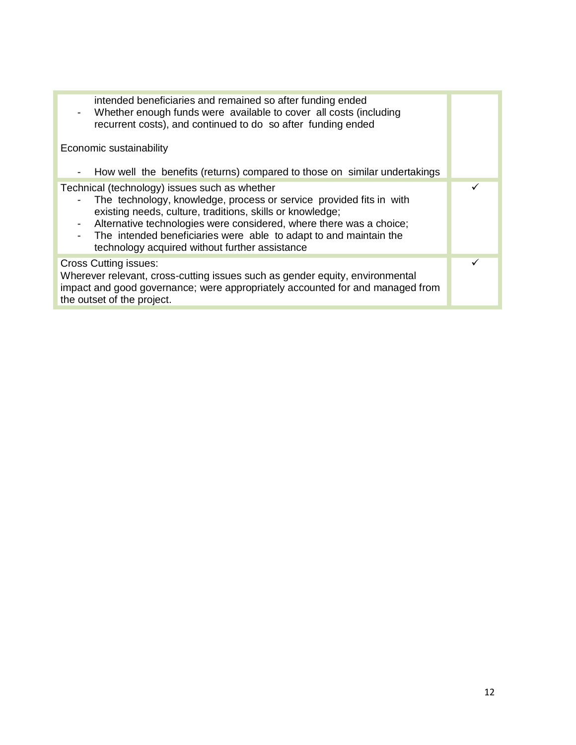| | |
|---|---|
| intended beneficiaries and remained so after funding ended<br>- Whether enough funds were available to cover all costs (including recurrent costs), and continued to do so after funding ended<br><br>Economic sustainability<br><br>- How well the benefits (returns) compared to those on similar undertakings | |
| Technical (technology) issues such as whether<br>- The technology, knowledge, process or service provided fits in with existing needs, culture, traditions, skills or knowledge;<br>- Alternative technologies were considered, where there was a choice;<br>- The intended beneficiaries were able to adapt to and maintain the technology acquired without further assistance | ✓ |
| Cross Cutting issues:<br>Wherever relevant, cross-cutting issues such as gender equity, environmental impact and good governance; were appropriately accounted for and managed from the outset of the project. | ✓ |